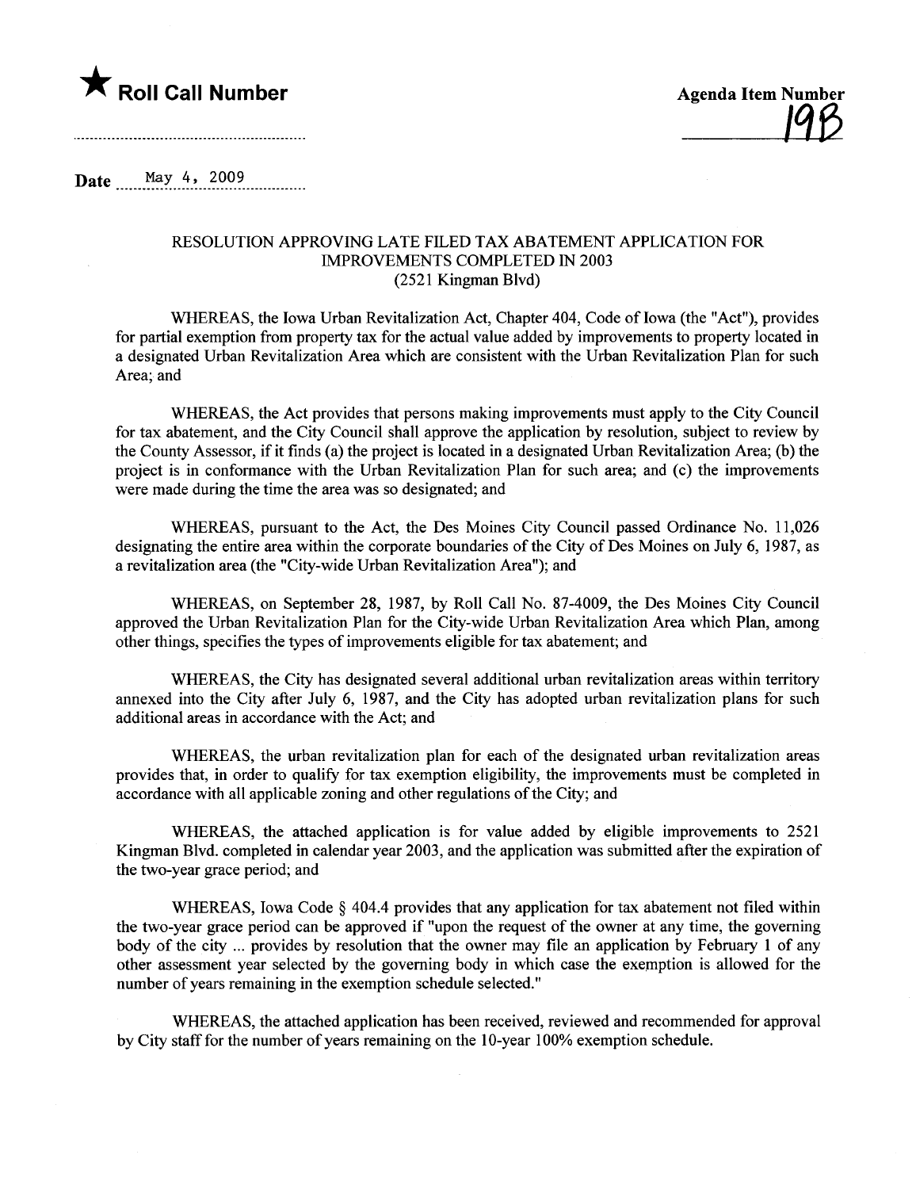★ **Roll Call Number**

**Agenda Item Number**

19B

Date May 4, 2009

RESOLUTION APPROVING LATE FILED TAX ABATEMENT APPLICATION FOR IMPROVEMENTS COMPLETED IN 2003
(2521 Kingman Blvd)

WHEREAS, the Iowa Urban Revitalization Act, Chapter 404, Code of Iowa (the "Act"), provides for partial exemption from property tax for the actual value added by improvements to property located in a designated Urban Revitalization Area which are consistent with the Urban Revitalization Plan for such Area; and

WHEREAS, the Act provides that persons making improvements must apply to the City Council for tax abatement, and the City Council shall approve the application by resolution, subject to review by the County Assessor, if it finds (a) the project is located in a designated Urban Revitalization Area; (b) the project is in conformance with the Urban Revitalization Plan for such area; and (c) the improvements were made during the time the area was so designated; and

WHEREAS, pursuant to the Act, the Des Moines City Council passed Ordinance No. 11,026 designating the entire area within the corporate boundaries of the City of Des Moines on July 6, 1987, as a revitalization area (the "City-wide Urban Revitalization Area"); and

WHEREAS, on September 28, 1987, by Roll Call No. 87-4009, the Des Moines City Council approved the Urban Revitalization Plan for the City-wide Urban Revitalization Area which Plan, among other things, specifies the types of improvements eligible for tax abatement; and

WHEREAS, the City has designated several additional urban revitalization areas within territory annexed into the City after July 6, 1987, and the City has adopted urban revitalization plans for such additional areas in accordance with the Act; and

WHEREAS, the urban revitalization plan for each of the designated urban revitalization areas provides that, in order to qualify for tax exemption eligibility, the improvements must be completed in accordance with all applicable zoning and other regulations of the City; and

WHEREAS, the attached application is for value added by eligible improvements to 2521 Kingman Blvd. completed in calendar year 2003, and the application was submitted after the expiration of the two-year grace period; and

WHEREAS, Iowa Code § 404.4 provides that any application for tax abatement not filed within the two-year grace period can be approved if "upon the request of the owner at any time, the governing body of the city ... provides by resolution that the owner may file an application by February 1 of any other assessment year selected by the governing body in which case the exemption is allowed for the number of years remaining in the exemption schedule selected."

WHEREAS, the attached application has been received, reviewed and recommended for approval by City staff for the number of years remaining on the 10-year 100% exemption schedule.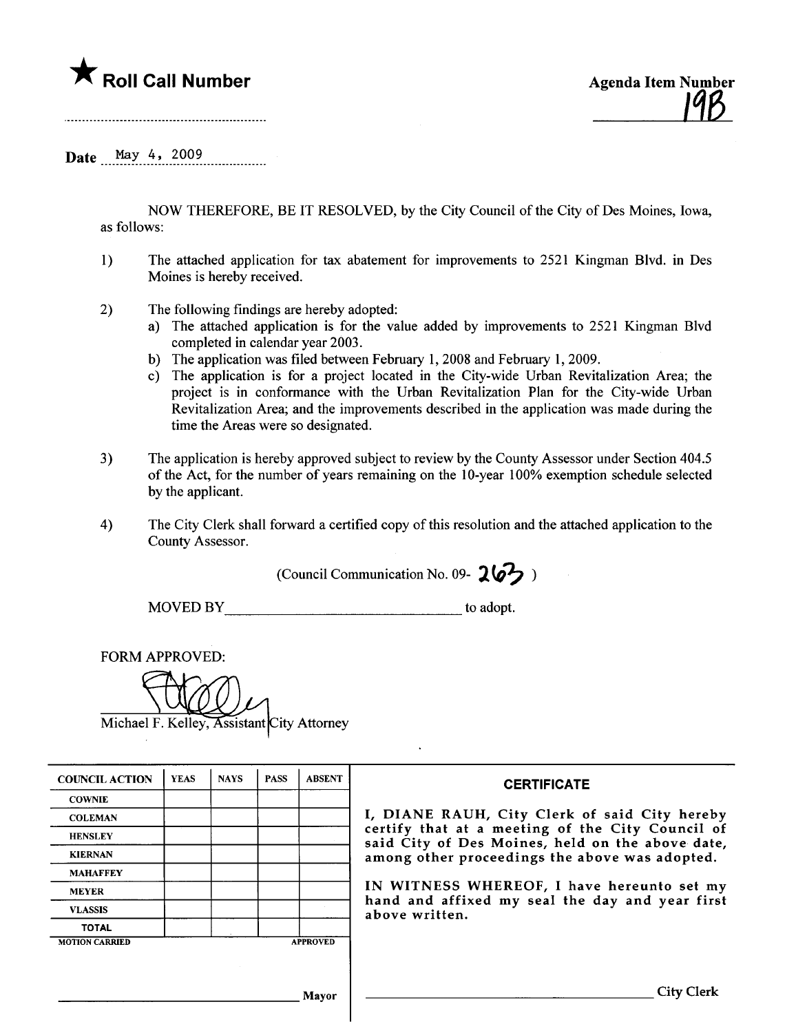★ **Roll Call Number**

**Agenda Item Number**

19B

Date May 4, 2009

NOW THEREFORE, BE IT RESOLVED, by the City Council of the City of Des Moines, Iowa, as follows:

1) The attached application for tax abatement for improvements to 2521 Kingman Blvd. in Des Moines is hereby received.

2) The following findings are hereby adopted:
   a) The attached application is for the value added by improvements to 2521 Kingman Blvd completed in calendar year 2003.
   b) The application was filed between February 1, 2008 and February 1, 2009.
   c) The application is for a project located in the City-wide Urban Revitalization Area; the project is in conformance with the Urban Revitalization Plan for the City-wide Urban Revitalization Area; and the improvements described in the application was made during the time the Areas were so designated.

3) The application is hereby approved subject to review by the County Assessor under Section 404.5 of the Act, for the number of years remaining on the 10-year 100% exemption schedule selected by the applicant.

4) The City Clerk shall forward a certified copy of this resolution and the attached application to the County Assessor.

(Council Communication No. 09- 263 )

MOVED BY________________________________ to adopt.

FORM APPROVED:

Michael F. Kelley, Assistant City Attorney

| COUNCIL ACTION | YEAS | NAYS | PASS | ABSENT |
|---|---|---|---|---|
| COWNIE | | | | |
| COLEMAN | | | | |
| HENSLEY | | | | |
| KIERNAN | | | | |
| MAHAFFEY | | | | |
| MEYER | | | | |
| VLASSIS | | | | |
| TOTAL | | | | |
| MOTION CARRIED | | | | APPROVED |

________________________________ Mayor

**CERTIFICATE**

I, DIANE RAUH, City Clerk of said City hereby certify that at a meeting of the City Council of said City of Des Moines, held on the above date, among other proceedings the above was adopted.

IN WITNESS WHEREOF, I have hereunto set my hand and affixed my seal the day and year first above written.

________________________________ City Clerk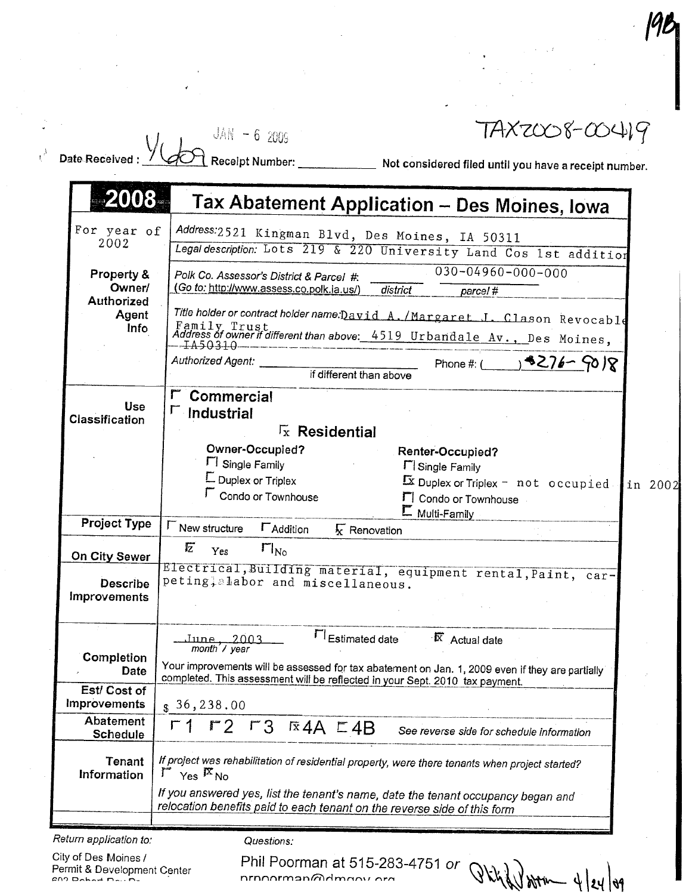19B

TAX2008-00419

Date Received : 1/6/09 JAN - 6 2009 Receipt Number: ____________ Not considered filed until you have a receipt number.

# 2008 Tax Abatement Application – Des Moines, Iowa

| | |
|---|---|
| For year of 2002 | *Address:* 2521 Kingman Blvd, Des Moines, IA 50311 |
| | *Legal description:* Lots 219 & 220 University Land Cos 1st addition |
| **Property & Owner/ Authorized Agent Info** | Polk Co. Assessor's District & Parcel #: ________ 030-04960-000-000 (Go to: http://www.assess.co.polk.ia.us/) district parcel # |
| | *Title holder or contract holder name:* David A./Margaret J. Clason Revocable Family Trust |
| | *Address of owner if different than above:* 4519 Urbandale Av., Des Moines, IA50310 |
| | *Authorized Agent:* ______________ if different than above Phone #: ( ) 276-9018 |
| **Use Classification** | ☐ Commercial<br>☐ Industrial<br>☒ Residential<br>**Owner-Occupied?** ☐ Single Family ☐ Duplex or Triplex ☐ Condo or Townhouse<br>**Renter-Occupied?** ☐ Single Family ☒ Duplex or Triplex – not occupied in 2002 ☐ Condo or Townhouse ☐ Multi-Family |
| **Project Type** | ☐ New structure ☐ Addition ☒ Renovation |
| **On City Sewer** | ☒ Yes ☐ No |
| **Describe Improvements** | Electrical, Building material, equipment rental, Paint, carpeting, labor and miscellaneous. |
| **Completion Date** | June, 2003 (month / year) ☐ Estimated date ☒ Actual date<br>Your improvements will be assessed for tax abatement on Jan. 1, 2009 even if they are partially completed. This assessment will be reflected in your Sept. 2010 tax payment. |
| **Est/ Cost of Improvements** | $ 36,238.00 |
| **Abatement Schedule** | ☐ 1 ☐ 2 ☐ 3 ☒ 4A ☐ 4B *See reverse side for schedule information* |
| **Tenant Information** | *If project was rehabilitation of residential property, were there tenants when project started?* ☐ Yes ☒ No<br>*If you answered yes, list the tenant's name, date the tenant occupancy began and relocation benefits paid to each tenant on the reverse side of this form* |

*Return application to:*

City of Des Moines /
Permit & Development Center
602 Robert Ray Dr.

*Questions:*

Phil Poorman at 515-283-4751 or prpoorman@dmgov.org

Phil Poorman 4/24/09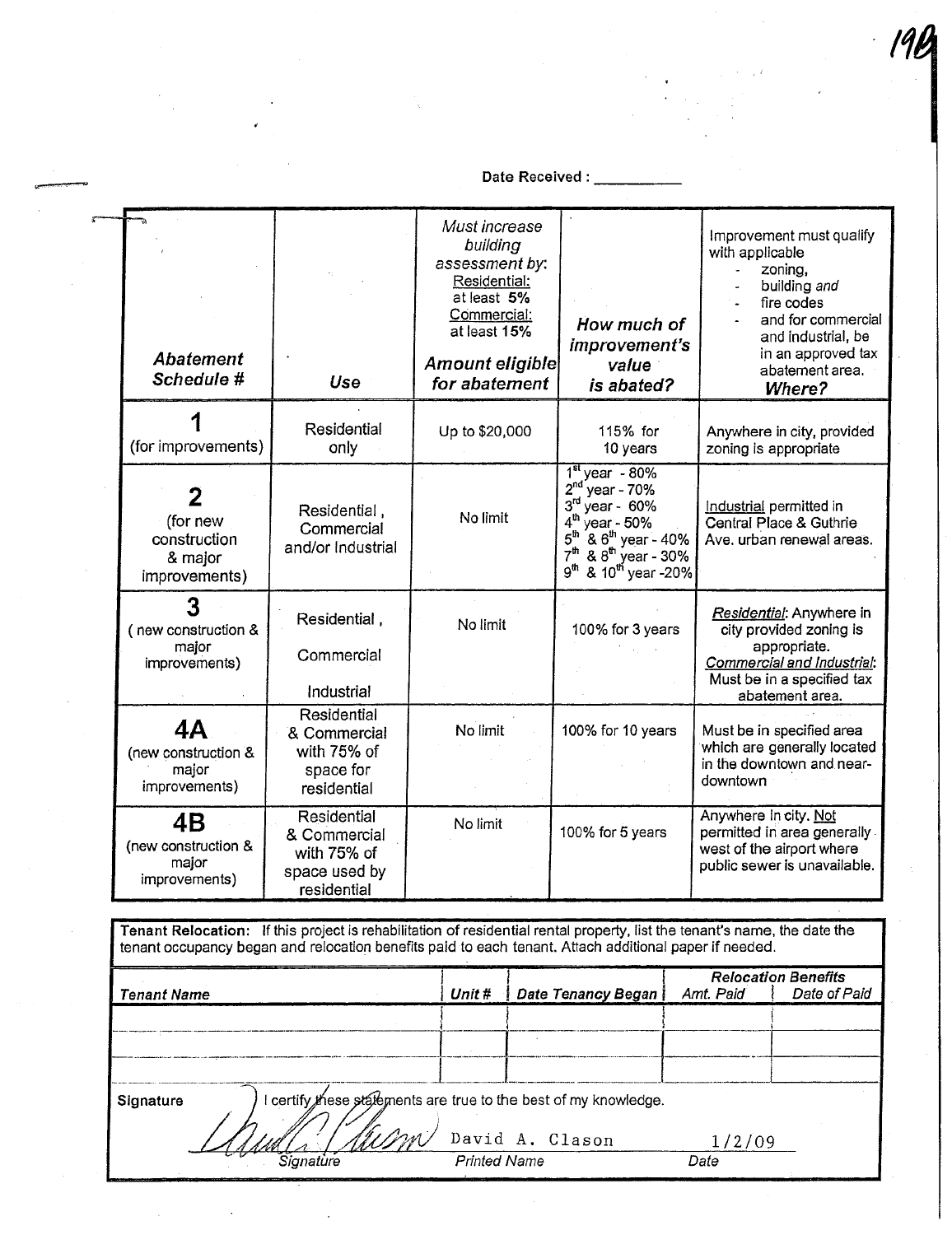Date Received : __________

| *Abatement Schedule #* | *Use* | *Must increase building assessment by:* Residential: at least **5%** Commercial: at least **15%** *Amount eligible for abatement* | *How much of improvement's value is abated?* | Improvement must qualify with applicable - zoning, - building *and* - fire codes - and for commercial and industrial, be in an approved tax abatement area. *Where?* |
|---|---|---|---|---|
| **1** (for improvements) | Residential only | Up to $20,000 | 115% for 10 years | Anywhere in city, provided zoning is appropriate |
| **2** (for new construction & major improvements) | Residential, Commercial and/or Industrial | No limit | 1st year - 80%, 2nd year - 70%, 3rd year - 60%, 4th year - 50%, 5th & 6th year - 40%, 7th & 8th year - 30%, 9th & 10th year -20% | Industrial permitted in Central Place & Guthrie Ave. urban renewal areas. |
| **3** (new construction & major improvements) | Residential, Commercial, Industrial | No limit | 100% for 3 years | *Residential*: Anywhere in city provided zoning is appropriate. *Commercial and Industrial*: Must be in a specified tax abatement area. |
| **4A** (new construction & major improvements) | Residential & Commercial with 75% of space for residential | No limit | 100% for 10 years | Must be in specified area which are generally located in the downtown and near-downtown |
| **4B** (new construction & major improvements) | Residential & Commercial with 75% of space used by residential | No limit | 100% for 5 years | Anywhere in city. Not permitted in area generally west of the airport where public sewer is unavailable. |

**Tenant Relocation:** If this project is rehabilitation of residential rental property, list the tenant's name, the date the tenant occupancy began and relocation benefits paid to each tenant. Attach additional paper if needed.

| *Tenant Name* | *Unit #* | *Date Tenancy Began* | *Relocation Benefits* *Amt. Paid* | *Date of Paid* |
|---|---|---|---|---|
| | | | | |
| | | | | |
| | | | | |

**Signature** I certify these statements are true to the best of my knowledge.

| [signature] | David A. Clason | 1/2/09 |
|---|---|---|
| *Signature* | *Printed Name* | *Date* |